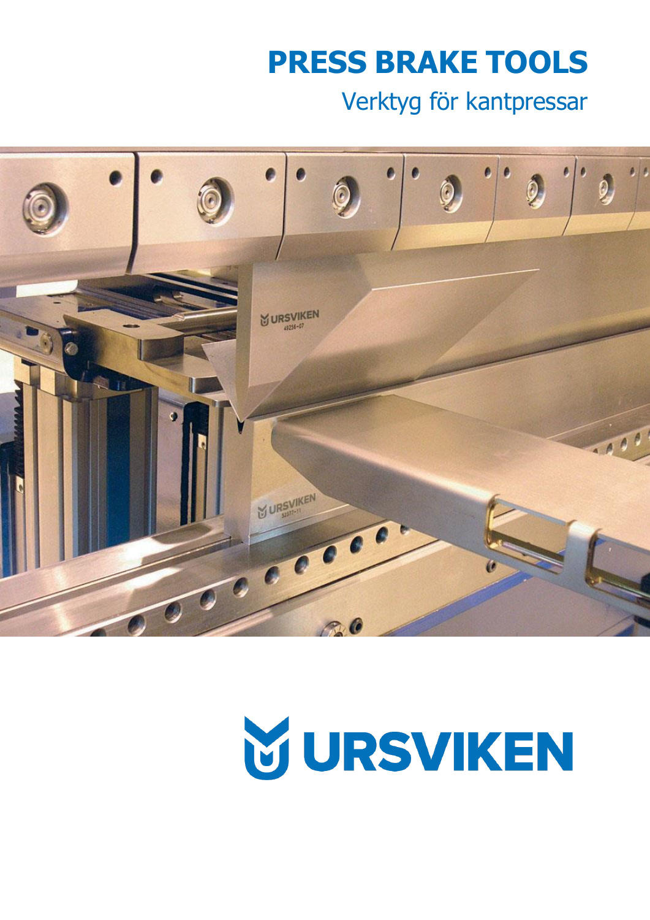# PRESS BRAKE TOOLS

## Verktyg för kantpressar

URSVIKEN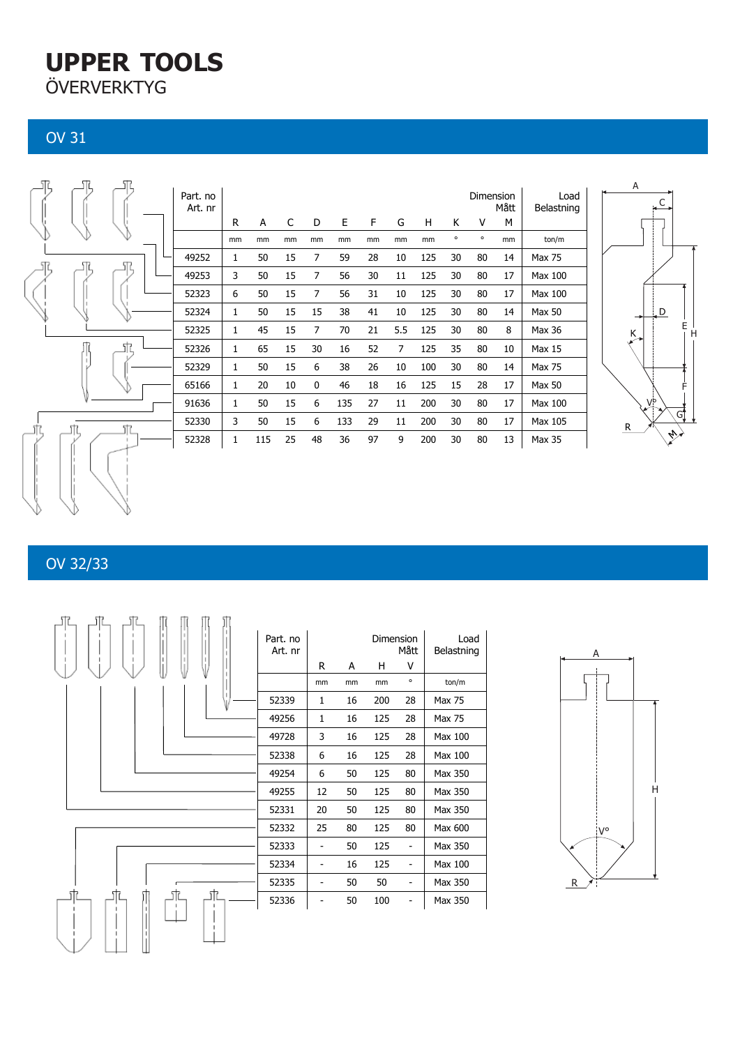# UPPER TOOLS
ÖVERVERKTYG

## OV 31

| Part. no Art. nr | R | A | C | D | E | F | G | H | K | V | M | Load Belastning |
|---|---|---|---|---|---|---|---|---|---|---|---|---|
| | mm | mm | mm | mm | mm | mm | mm | mm | ° | ° | mm | ton/m |
| 49252 | 1 | 50 | 15 | 7 | 59 | 28 | 10 | 125 | 30 | 80 | 14 | Max 75 |
| 49253 | 3 | 50 | 15 | 7 | 56 | 30 | 11 | 125 | 30 | 80 | 17 | Max 100 |
| 52323 | 6 | 50 | 15 | 7 | 56 | 31 | 10 | 125 | 30 | 80 | 17 | Max 100 |
| 52324 | 1 | 50 | 15 | 15 | 38 | 41 | 10 | 125 | 30 | 80 | 14 | Max 50 |
| 52325 | 1 | 45 | 15 | 7 | 70 | 21 | 5.5 | 125 | 30 | 80 | 8 | Max 36 |
| 52326 | 1 | 65 | 15 | 30 | 16 | 52 | 7 | 125 | 35 | 80 | 10 | Max 15 |
| 52329 | 1 | 50 | 15 | 6 | 38 | 26 | 10 | 100 | 30 | 80 | 14 | Max 75 |
| 65166 | 1 | 20 | 10 | 0 | 46 | 18 | 16 | 125 | 15 | 28 | 17 | Max 50 |
| 91636 | 1 | 50 | 15 | 6 | 135 | 27 | 11 | 200 | 30 | 80 | 17 | Max 100 |
| 52330 | 3 | 50 | 15 | 6 | 133 | 29 | 11 | 200 | 30 | 80 | 17 | Max 105 |
| 52328 | 1 | 115 | 25 | 48 | 36 | 97 | 9 | 200 | 30 | 80 | 13 | Max 35 |

Dimension / Mått

## OV 32/33

| Part. no Art. nr | R | A | H | V | Load Belastning |
|---|---|---|---|---|---|
| | mm | mm | mm | ° | ton/m |
| 52339 | 1 | 16 | 200 | 28 | Max 75 |
| 49256 | 1 | 16 | 125 | 28 | Max 75 |
| 49728 | 3 | 16 | 125 | 28 | Max 100 |
| 52338 | 6 | 16 | 125 | 28 | Max 100 |
| 49254 | 6 | 50 | 125 | 80 | Max 350 |
| 49255 | 12 | 50 | 125 | 80 | Max 350 |
| 52331 | 20 | 50 | 125 | 80 | Max 350 |
| 52332 | 25 | 80 | 125 | 80 | Max 600 |
| 52333 | - | 50 | 125 | - | Max 350 |
| 52334 | - | 16 | 125 | - | Max 100 |
| 52335 | - | 50 | 50 | - | Max 350 |
| 52336 | - | 50 | 100 | - | Max 350 |

Dimension / Mått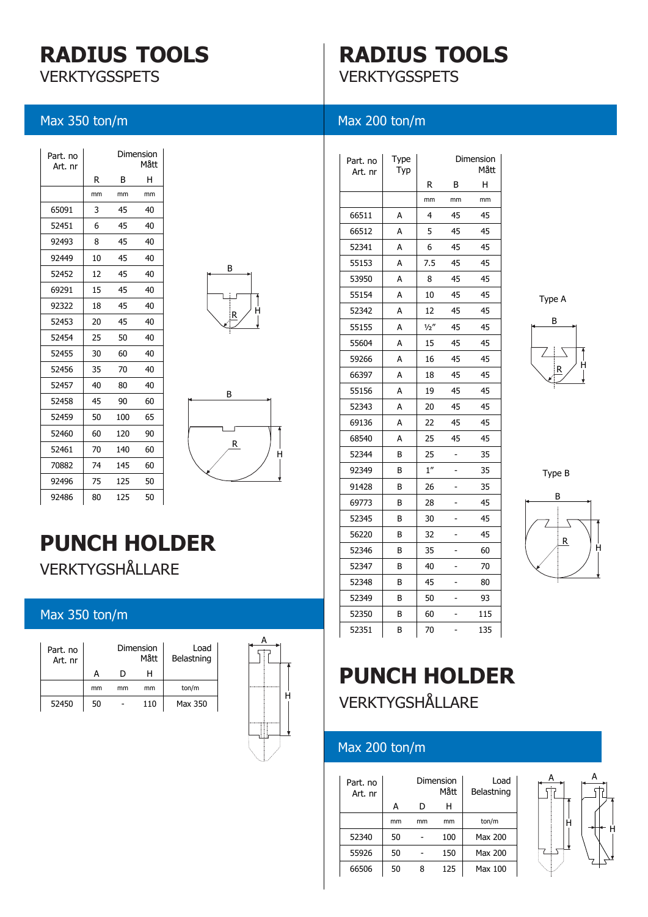# RADIUS TOOLS

VERKTYGSSPETS

## Max 350 ton/m

| Part. no Art. nr | Dimension Mått | | |
|---|---|---|---|
| | R | B | H |
| | mm | mm | mm |
| 65091 | 3 | 45 | 40 |
| 52451 | 6 | 45 | 40 |
| 92493 | 8 | 45 | 40 |
| 92449 | 10 | 45 | 40 |
| 52452 | 12 | 45 | 40 |
| 69291 | 15 | 45 | 40 |
| 92322 | 18 | 45 | 40 |
| 52453 | 20 | 45 | 40 |
| 52454 | 25 | 50 | 40 |
| 52455 | 30 | 60 | 40 |
| 52456 | 35 | 70 | 40 |
| 52457 | 40 | 80 | 40 |
| 52458 | 45 | 90 | 60 |
| 52459 | 50 | 100 | 65 |
| 52460 | 60 | 120 | 90 |
| 52461 | 70 | 140 | 60 |
| 70882 | 74 | 145 | 60 |
| 92496 | 75 | 125 | 50 |
| 92486 | 80 | 125 | 50 |

# PUNCH HOLDER

VERKTYGSHÅLLARE

## Max 350 ton/m

| Part. no Art. nr | Dimension Mått | | | Load Belastning |
|---|---|---|---|---|
| | A | D | H | |
| | mm | mm | mm | ton/m |
| 52450 | 50 | - | 110 | Max 350 |

# RADIUS TOOLS

VERKTYGSSPETS

## Max 200 ton/m

| Part. no Art. nr | Type Typ | Dimension Mått | | |
|---|---|---|---|---|
| | | R | B | H |
| | | mm | mm | mm |
| 66511 | A | 4 | 45 | 45 |
| 66512 | A | 5 | 45 | 45 |
| 52341 | A | 6 | 45 | 45 |
| 55153 | A | 7.5 | 45 | 45 |
| 53950 | A | 8 | 45 | 45 |
| 55154 | A | 10 | 45 | 45 |
| 52342 | A | 12 | 45 | 45 |
| 55155 | A | ½″ | 45 | 45 |
| 55604 | A | 15 | 45 | 45 |
| 59266 | A | 16 | 45 | 45 |
| 66397 | A | 18 | 45 | 45 |
| 55156 | A | 19 | 45 | 45 |
| 52343 | A | 20 | 45 | 45 |
| 69136 | A | 22 | 45 | 45 |
| 68540 | A | 25 | 45 | 45 |
| 52344 | B | 25 | - | 35 |
| 92349 | B | 1″ | - | 35 |
| 91428 | B | 26 | - | 35 |
| 69773 | B | 28 | - | 45 |
| 52345 | B | 30 | - | 45 |
| 56220 | B | 32 | - | 45 |
| 52346 | B | 35 | - | 60 |
| 52347 | B | 40 | - | 70 |
| 52348 | B | 45 | - | 80 |
| 52349 | B | 50 | - | 93 |
| 52350 | B | 60 | - | 115 |
| 52351 | B | 70 | - | 135 |

Type A

Type B

# PUNCH HOLDER

VERKTYGSHÅLLARE

## Max 200 ton/m

| Part. no Art. nr | Dimension Mått | | | Load Belastning |
|---|---|---|---|---|
| | A | D | H | |
| | mm | mm | mm | ton/m |
| 52340 | 50 | - | 100 | Max 200 |
| 55926 | 50 | - | 150 | Max 200 |
| 66506 | 50 | 8 | 125 | Max 100 |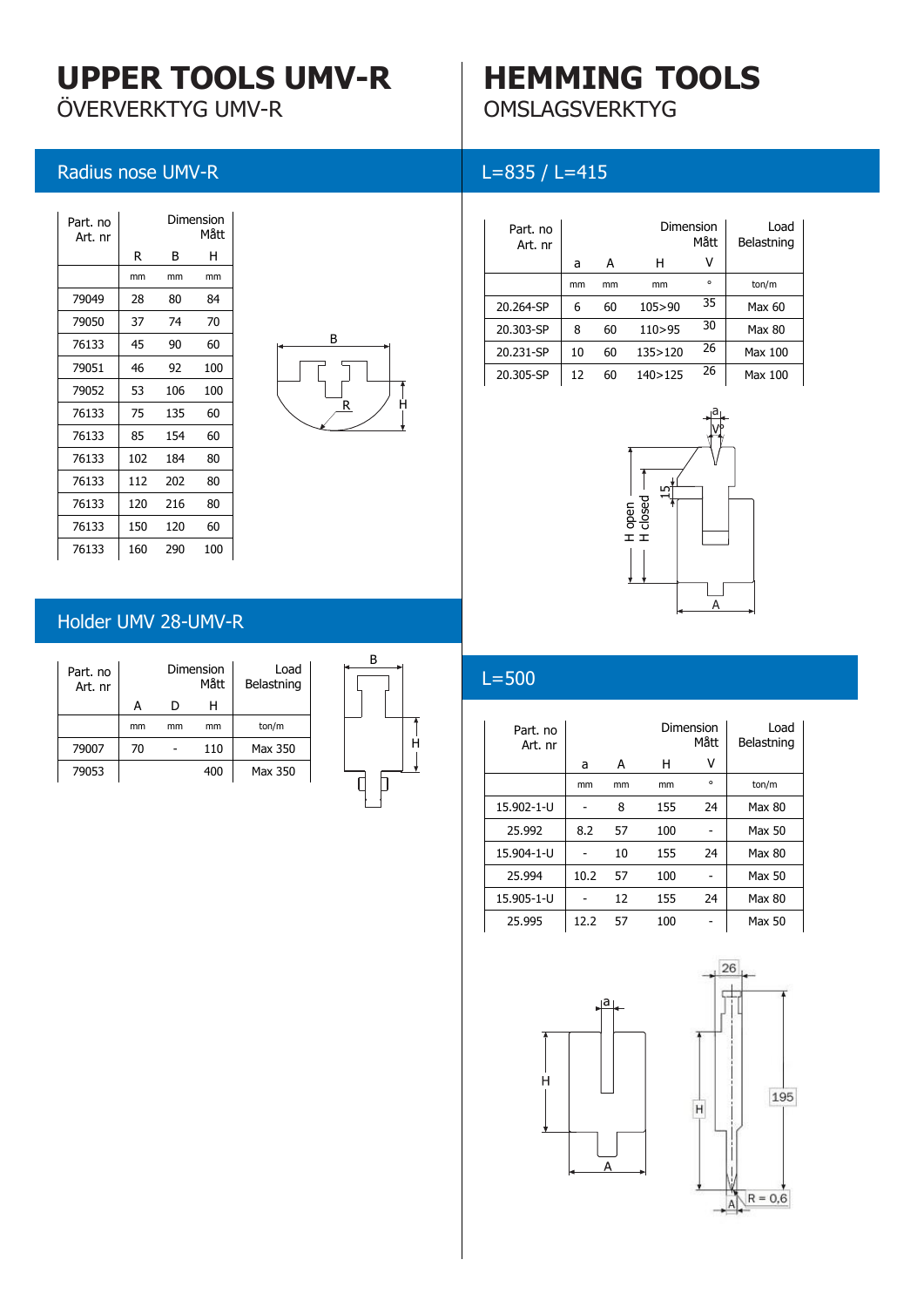# UPPER TOOLS UMV-R

ÖVERVERKTYG UMV-R

## Radius nose UMV-R

| Part. no<br>Art. nr | Dimension<br>Mått | | |
|---|---|---|---|
| | R | B | H |
| | mm | mm | mm |
| 79049 | 28 | 80 | 84 |
| 79050 | 37 | 74 | 70 |
| 76133 | 45 | 90 | 60 |
| 79051 | 46 | 92 | 100 |
| 79052 | 53 | 106 | 100 |
| 76133 | 75 | 135 | 60 |
| 76133 | 85 | 154 | 60 |
| 76133 | 102 | 184 | 80 |
| 76133 | 112 | 202 | 80 |
| 76133 | 120 | 216 | 80 |
| 76133 | 150 | 120 | 60 |
| 76133 | 160 | 290 | 100 |

## Holder UMV 28-UMV-R

| Part. no<br>Art. nr | Dimension<br>Mått | | | Load<br>Belastning |
|---|---|---|---|---|
| | A | D | H | |
| | mm | mm | mm | ton/m |
| 79007 | 70 | - | 110 | Max 350 |
| 79053 | | | 400 | Max 350 |

# HEMMING TOOLS

OMSLAGSVERKTYG

## L=835 / L=415

| Part. no<br>Art. nr | Dimension<br>Mått | | | | Load<br>Belastning |
|---|---|---|---|---|---|
| | a | A | H | V | |
| | mm | mm | mm | ° | ton/m |
| 20.264-SP | 6 | 60 | 105>90 | 35 | Max 60 |
| 20.303-SP | 8 | 60 | 110>95 | 30 | Max 80 |
| 20.231-SP | 10 | 60 | 135>120 | 26 | Max 100 |
| 20.305-SP | 12 | 60 | 140>125 | 26 | Max 100 |

## L=500

| Part. no<br>Art. nr | Dimension<br>Mått | | | | Load<br>Belastning |
|---|---|---|---|---|---|
| | a | A | H | V | |
| | mm | mm | mm | ° | ton/m |
| 15.902-1-U | - | 8 | 155 | 24 | Max 80 |
| 25.992 | 8.2 | 57 | 100 | - | Max 50 |
| 15.904-1-U | - | 10 | 155 | 24 | Max 80 |
| 25.994 | 10.2 | 57 | 100 | - | Max 50 |
| 15.905-1-U | - | 12 | 155 | 24 | Max 80 |
| 25.995 | 12.2 | 57 | 100 | - | Max 50 |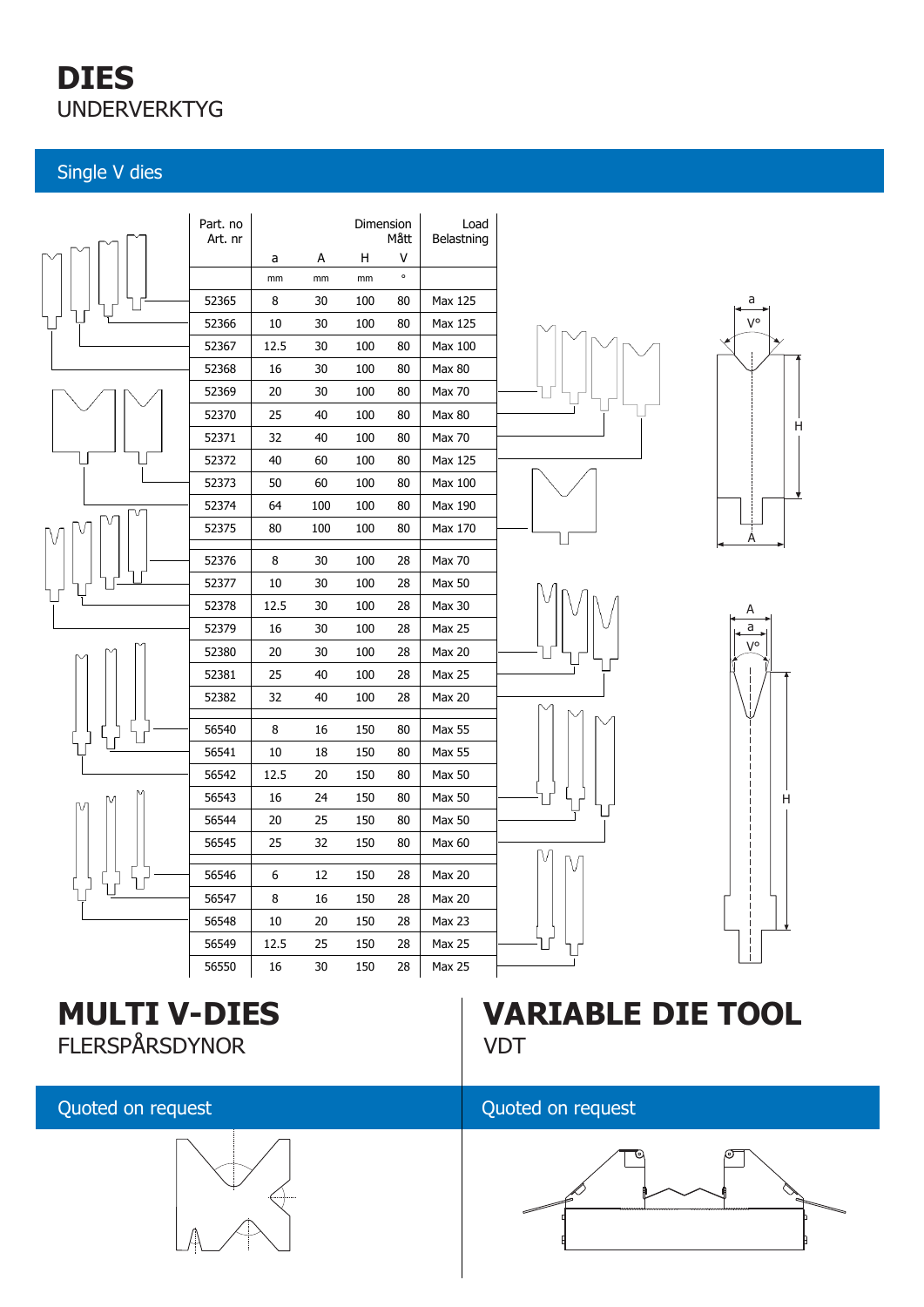# DIES

UNDERVERKTYG

## Single V dies

| Part. no Art. nr | a | A | H | V | Load Belastning |
|---|---|---|---|---|---|
| | mm | mm | mm | ° | |
| 52365 | 8 | 30 | 100 | 80 | Max 125 |
| 52366 | 10 | 30 | 100 | 80 | Max 125 |
| 52367 | 12.5 | 30 | 100 | 80 | Max 100 |
| 52368 | 16 | 30 | 100 | 80 | Max 80 |
| 52369 | 20 | 30 | 100 | 80 | Max 70 |
| 52370 | 25 | 40 | 100 | 80 | Max 80 |
| 52371 | 32 | 40 | 100 | 80 | Max 70 |
| 52372 | 40 | 60 | 100 | 80 | Max 125 |
| 52373 | 50 | 60 | 100 | 80 | Max 100 |
| 52374 | 64 | 100 | 100 | 80 | Max 190 |
| 52375 | 80 | 100 | 100 | 80 | Max 170 |
| 52376 | 8 | 30 | 100 | 28 | Max 70 |
| 52377 | 10 | 30 | 100 | 28 | Max 50 |
| 52378 | 12.5 | 30 | 100 | 28 | Max 30 |
| 52379 | 16 | 30 | 100 | 28 | Max 25 |
| 52380 | 20 | 30 | 100 | 28 | Max 20 |
| 52381 | 25 | 40 | 100 | 28 | Max 25 |
| 52382 | 32 | 40 | 100 | 28 | Max 20 |
| 56540 | 8 | 16 | 150 | 80 | Max 55 |
| 56541 | 10 | 18 | 150 | 80 | Max 55 |
| 56542 | 12.5 | 20 | 150 | 80 | Max 50 |
| 56543 | 16 | 24 | 150 | 80 | Max 50 |
| 56544 | 20 | 25 | 150 | 80 | Max 50 |
| 56545 | 25 | 32 | 150 | 80 | Max 60 |
| 56546 | 6 | 12 | 150 | 28 | Max 20 |
| 56547 | 8 | 16 | 150 | 28 | Max 20 |
| 56548 | 10 | 20 | 150 | 28 | Max 23 |
| 56549 | 12.5 | 25 | 150 | 28 | Max 25 |
| 56550 | 16 | 30 | 150 | 28 | Max 25 |

# MULTI V-DIES

FLERSPÅRSDYNOR

## Quoted on request

# VARIABLE DIE TOOL

VDT

## Quoted on request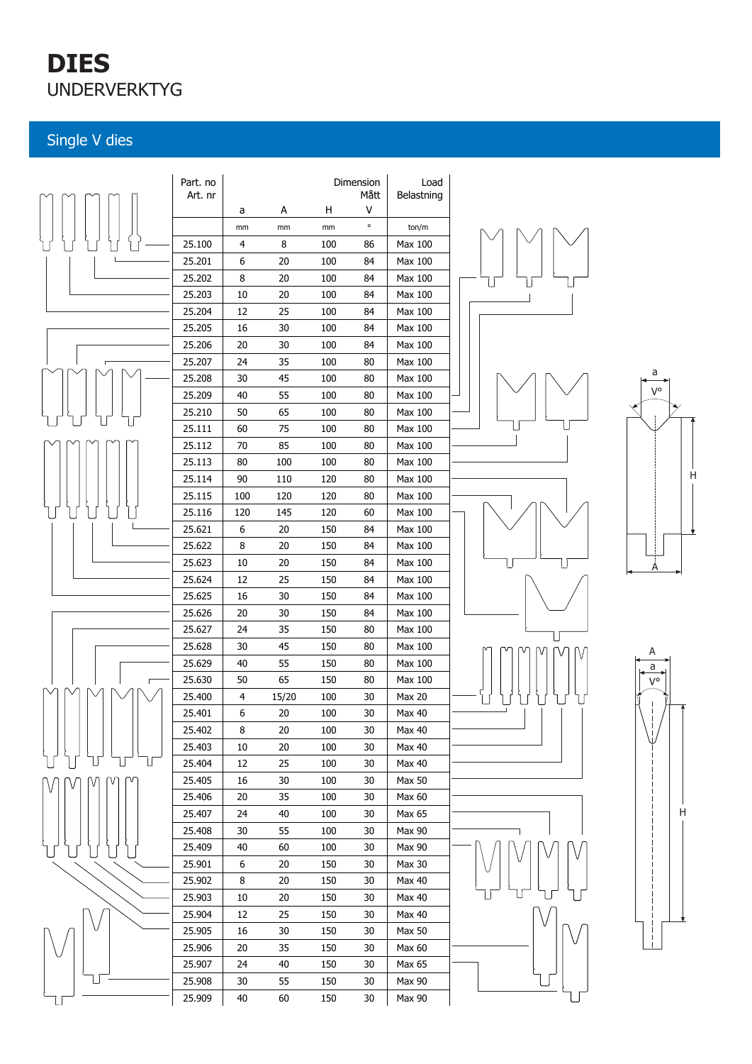# DIES

## UNDERVERKTYG

### Single V dies

| Part. no Art. nr | a | A | H | V | Load Belastning |
|---|---|---|---|---|---|
| | mm | mm | mm | ° | ton/m |
| 25.100 | 4 | 8 | 100 | 86 | Max 100 |
| 25.201 | 6 | 20 | 100 | 84 | Max 100 |
| 25.202 | 8 | 20 | 100 | 84 | Max 100 |
| 25.203 | 10 | 20 | 100 | 84 | Max 100 |
| 25.204 | 12 | 25 | 100 | 84 | Max 100 |
| 25.205 | 16 | 30 | 100 | 84 | Max 100 |
| 25.206 | 20 | 30 | 100 | 84 | Max 100 |
| 25.207 | 24 | 35 | 100 | 80 | Max 100 |
| 25.208 | 30 | 45 | 100 | 80 | Max 100 |
| 25.209 | 40 | 55 | 100 | 80 | Max 100 |
| 25.210 | 50 | 65 | 100 | 80 | Max 100 |
| 25.111 | 60 | 75 | 100 | 80 | Max 100 |
| 25.112 | 70 | 85 | 100 | 80 | Max 100 |
| 25.113 | 80 | 100 | 100 | 80 | Max 100 |
| 25.114 | 90 | 110 | 120 | 80 | Max 100 |
| 25.115 | 100 | 120 | 120 | 80 | Max 100 |
| 25.116 | 120 | 145 | 120 | 60 | Max 100 |
| 25.621 | 6 | 20 | 150 | 84 | Max 100 |
| 25.622 | 8 | 20 | 150 | 84 | Max 100 |
| 25.623 | 10 | 20 | 150 | 84 | Max 100 |
| 25.624 | 12 | 25 | 150 | 84 | Max 100 |
| 25.625 | 16 | 30 | 150 | 84 | Max 100 |
| 25.626 | 20 | 30 | 150 | 84 | Max 100 |
| 25.627 | 24 | 35 | 150 | 80 | Max 100 |
| 25.628 | 30 | 45 | 150 | 80 | Max 100 |
| 25.629 | 40 | 55 | 150 | 80 | Max 100 |
| 25.630 | 50 | 65 | 150 | 80 | Max 100 |
| 25.400 | 4 | 15/20 | 100 | 30 | Max 20 |
| 25.401 | 6 | 20 | 100 | 30 | Max 40 |
| 25.402 | 8 | 20 | 100 | 30 | Max 40 |
| 25.403 | 10 | 20 | 100 | 30 | Max 40 |
| 25.404 | 12 | 25 | 100 | 30 | Max 40 |
| 25.405 | 16 | 30 | 100 | 30 | Max 50 |
| 25.406 | 20 | 35 | 100 | 30 | Max 60 |
| 25.407 | 24 | 40 | 100 | 30 | Max 65 |
| 25.408 | 30 | 55 | 100 | 30 | Max 90 |
| 25.409 | 40 | 60 | 100 | 30 | Max 90 |
| 25.901 | 6 | 20 | 150 | 30 | Max 30 |
| 25.902 | 8 | 20 | 150 | 30 | Max 40 |
| 25.903 | 10 | 20 | 150 | 30 | Max 40 |
| 25.904 | 12 | 25 | 150 | 30 | Max 40 |
| 25.905 | 16 | 30 | 150 | 30 | Max 50 |
| 25.906 | 20 | 35 | 150 | 30 | Max 60 |
| 25.907 | 24 | 40 | 150 | 30 | Max 65 |
| 25.908 | 30 | 55 | 150 | 30 | Max 90 |
| 25.909 | 40 | 60 | 150 | 30 | Max 90 |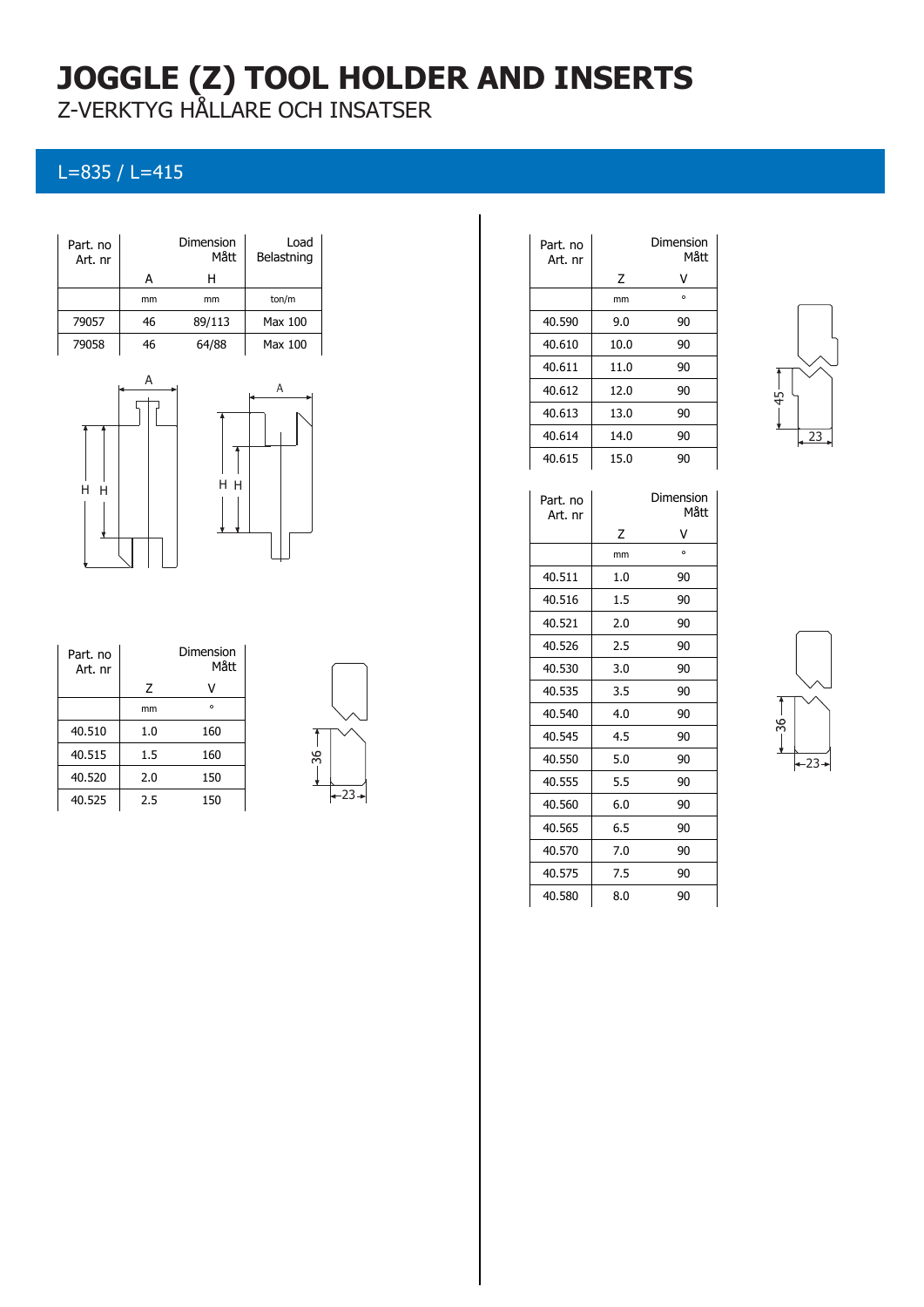# JOGGLE (Z) TOOL HOLDER AND INSERTS

Z-VERKTYG HÅLLARE OCH INSATSER

## L=835 / L=415

| Part. no<br>Art. nr | Dimension<br>Mått | | Load<br>Belastning |
|---|---|---|---|
| | A | H | |
| | mm | mm | ton/m |
| 79057 | 46 | 89/113 | Max 100 |
| 79058 | 46 | 64/88 | Max 100 |

| Part. no<br>Art. nr | Dimension<br>Mått | |
|---|---|---|
| | Z | V |
| | mm | ° |
| 40.510 | 1.0 | 160 |
| 40.515 | 1.5 | 160 |
| 40.520 | 2.0 | 150 |
| 40.525 | 2.5 | 150 |

| Part. no<br>Art. nr | Dimension<br>Mått | |
|---|---|---|
| | Z | V |
| | mm | ° |
| 40.590 | 9.0 | 90 |
| 40.610 | 10.0 | 90 |
| 40.611 | 11.0 | 90 |
| 40.612 | 12.0 | 90 |
| 40.613 | 13.0 | 90 |
| 40.614 | 14.0 | 90 |
| 40.615 | 15.0 | 90 |

| Part. no<br>Art. nr | Dimension<br>Mått | |
|---|---|---|
| | Z | V |
| | mm | ° |
| 40.511 | 1.0 | 90 |
| 40.516 | 1.5 | 90 |
| 40.521 | 2.0 | 90 |
| 40.526 | 2.5 | 90 |
| 40.530 | 3.0 | 90 |
| 40.535 | 3.5 | 90 |
| 40.540 | 4.0 | 90 |
| 40.545 | 4.5 | 90 |
| 40.550 | 5.0 | 90 |
| 40.555 | 5.5 | 90 |
| 40.560 | 6.0 | 90 |
| 40.565 | 6.5 | 90 |
| 40.570 | 7.0 | 90 |
| 40.575 | 7.5 | 90 |
| 40.580 | 8.0 | 90 |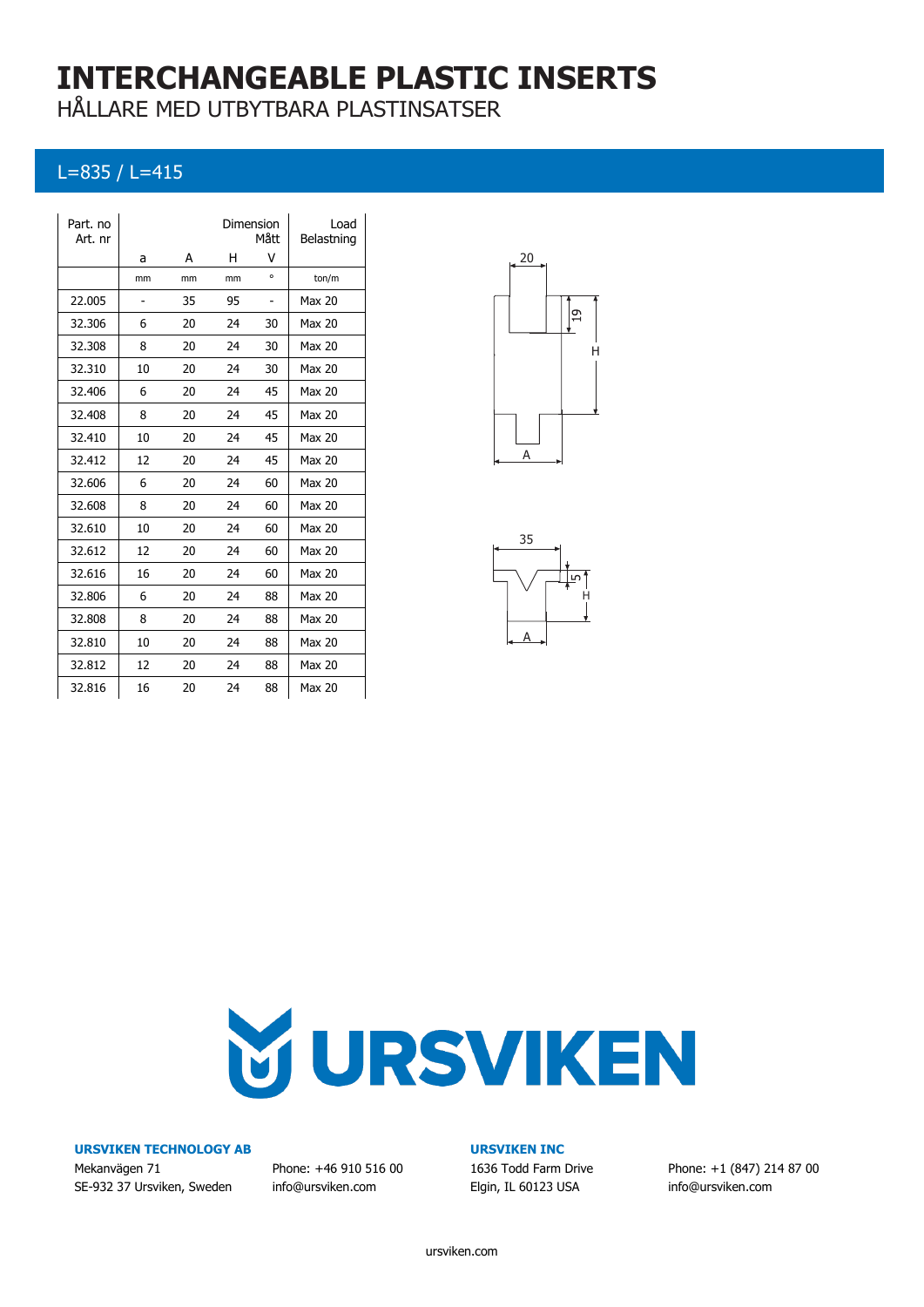# INTERCHANGEABLE PLASTIC INSERTS

HÅLLARE MED UTBYTBARA PLASTINSATSER

## L=835 / L=415

| Part. no Art. nr | Dimension Mått | | | | Load Belastning |
|---|---|---|---|---|---|
| | a | A | H | V | |
| | mm | mm | mm | ° | ton/m |
| 22.005 | - | 35 | 95 | - | Max 20 |
| 32.306 | 6 | 20 | 24 | 30 | Max 20 |
| 32.308 | 8 | 20 | 24 | 30 | Max 20 |
| 32.310 | 10 | 20 | 24 | 30 | Max 20 |
| 32.406 | 6 | 20 | 24 | 45 | Max 20 |
| 32.408 | 8 | 20 | 24 | 45 | Max 20 |
| 32.410 | 10 | 20 | 24 | 45 | Max 20 |
| 32.412 | 12 | 20 | 24 | 45 | Max 20 |
| 32.606 | 6 | 20 | 24 | 60 | Max 20 |
| 32.608 | 8 | 20 | 24 | 60 | Max 20 |
| 32.610 | 10 | 20 | 24 | 60 | Max 20 |
| 32.612 | 12 | 20 | 24 | 60 | Max 20 |
| 32.616 | 16 | 20 | 24 | 60 | Max 20 |
| 32.806 | 6 | 20 | 24 | 88 | Max 20 |
| 32.808 | 8 | 20 | 24 | 88 | Max 20 |
| 32.810 | 10 | 20 | 24 | 88 | Max 20 |
| 32.812 | 12 | 20 | 24 | 88 | Max 20 |
| 32.816 | 16 | 20 | 24 | 88 | Max 20 |

20
19
H
A

35
5
H
A

URSVIKEN

**URSVIKEN TECHNOLOGY AB**
Mekanvägen 71
SE-932 37 Ursviken, Sweden
Phone: +46 910 516 00
info@ursviken.com

**URSVIKEN INC**
1636 Todd Farm Drive
Elgin, IL 60123 USA
Phone: +1 (847) 214 87 00
info@ursviken.com

ursviken.com